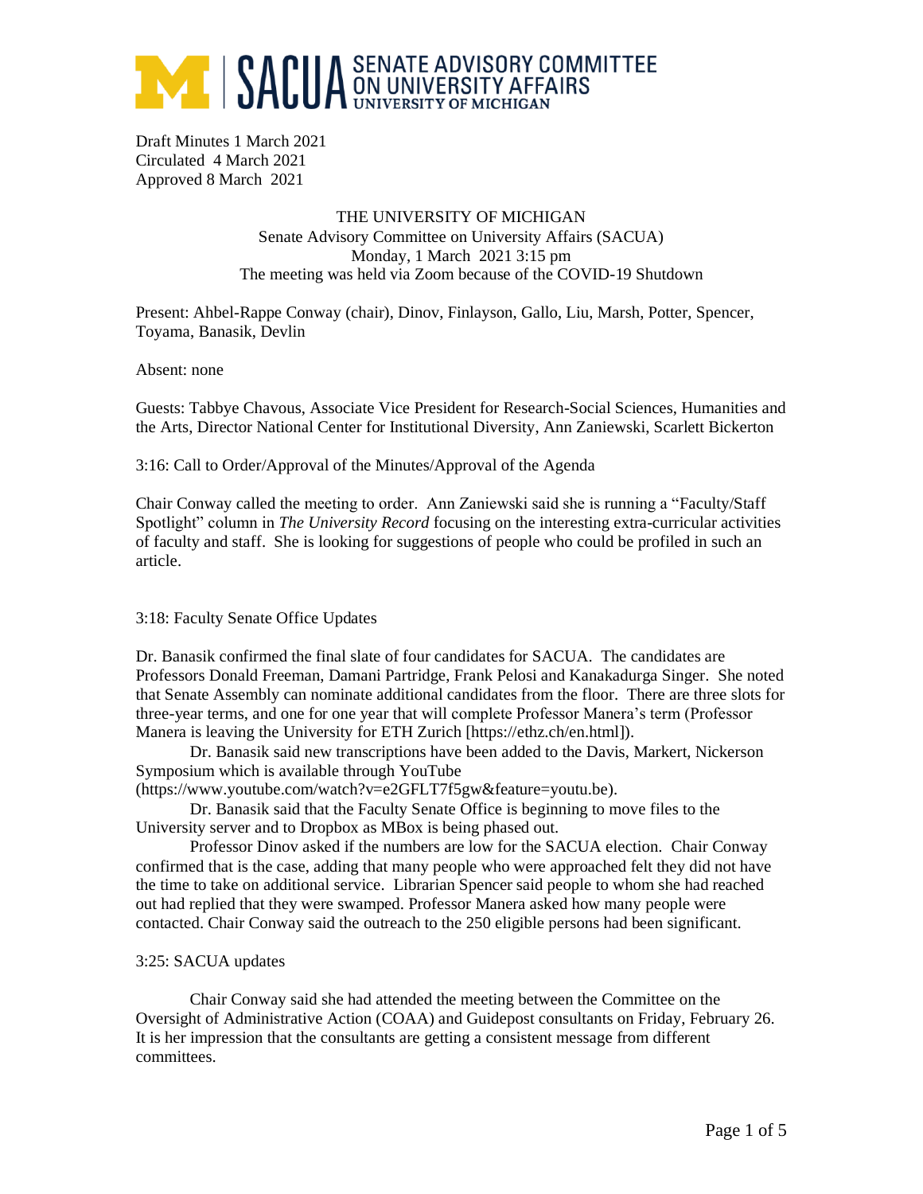# SACUA SENATE ADVISORY COMMITTEE ON UNIVERSITY AFFAIRS UNIVERSITY OF MICHIGAN

Draft Minutes 1 March 2021
Circulated 4 March 2021
Approved 8 March 2021

THE UNIVERSITY OF MICHIGAN
Senate Advisory Committee on University Affairs (SACUA)
Monday, 1 March 2021 3:15 pm
The meeting was held via Zoom because of the COVID-19 Shutdown

Present: Ahbel-Rappe Conway (chair), Dinov, Finlayson, Gallo, Liu, Marsh, Potter, Spencer, Toyama, Banasik, Devlin

Absent: none

Guests: Tabbye Chavous, Associate Vice President for Research-Social Sciences, Humanities and the Arts, Director National Center for Institutional Diversity, Ann Zaniewski, Scarlett Bickerton

3:16: Call to Order/Approval of the Minutes/Approval of the Agenda

Chair Conway called the meeting to order. Ann Zaniewski said she is running a "Faculty/Staff Spotlight" column in *The University Record* focusing on the interesting extra-curricular activities of faculty and staff. She is looking for suggestions of people who could be profiled in such an article.

3:18: Faculty Senate Office Updates

Dr. Banasik confirmed the final slate of four candidates for SACUA. The candidates are Professors Donald Freeman, Damani Partridge, Frank Pelosi and Kanakadurga Singer. She noted that Senate Assembly can nominate additional candidates from the floor. There are three slots for three-year terms, and one for one year that will complete Professor Manera's term (Professor Manera is leaving the University for ETH Zurich [https://ethz.ch/en.html]).

Dr. Banasik said new transcriptions have been added to the Davis, Markert, Nickerson Symposium which is available through YouTube (https://www.youtube.com/watch?v=e2GFLT7f5gw&feature=youtu.be).

Dr. Banasik said that the Faculty Senate Office is beginning to move files to the University server and to Dropbox as MBox is being phased out.

Professor Dinov asked if the numbers are low for the SACUA election. Chair Conway confirmed that is the case, adding that many people who were approached felt they did not have the time to take on additional service. Librarian Spencer said people to whom she had reached out had replied that they were swamped. Professor Manera asked how many people were contacted. Chair Conway said the outreach to the 250 eligible persons had been significant.

3:25: SACUA updates

Chair Conway said she had attended the meeting between the Committee on the Oversight of Administrative Action (COAA) and Guidepost consultants on Friday, February 26. It is her impression that the consultants are getting a consistent message from different committees.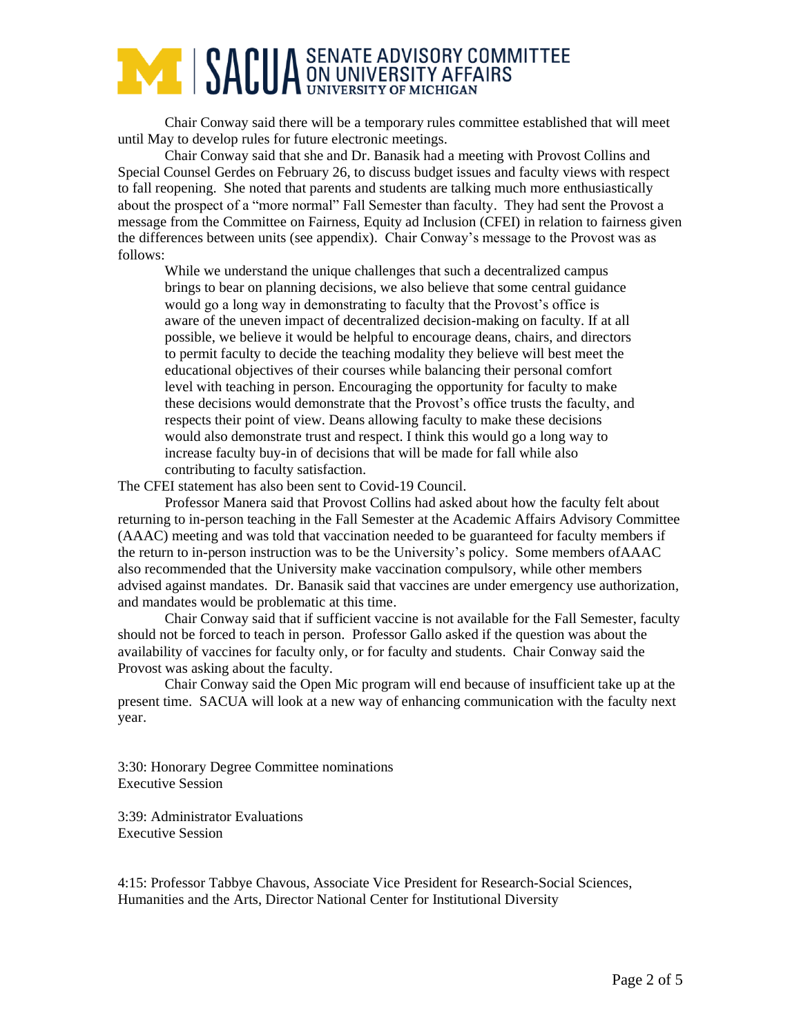Chair Conway said there will be a temporary rules committee established that will meet until May to develop rules for future electronic meetings.

Chair Conway said that she and Dr. Banasik had a meeting with Provost Collins and Special Counsel Gerdes on February 26, to discuss budget issues and faculty views with respect to fall reopening. She noted that parents and students are talking much more enthusiastically about the prospect of a "more normal" Fall Semester than faculty. They had sent the Provost a message from the Committee on Fairness, Equity ad Inclusion (CFEI) in relation to fairness given the differences between units (see appendix). Chair Conway's message to the Provost was as follows:

> While we understand the unique challenges that such a decentralized campus brings to bear on planning decisions, we also believe that some central guidance would go a long way in demonstrating to faculty that the Provost's office is aware of the uneven impact of decentralized decision-making on faculty. If at all possible, we believe it would be helpful to encourage deans, chairs, and directors to permit faculty to decide the teaching modality they believe will best meet the educational objectives of their courses while balancing their personal comfort level with teaching in person. Encouraging the opportunity for faculty to make these decisions would demonstrate that the Provost's office trusts the faculty, and respects their point of view. Deans allowing faculty to make these decisions would also demonstrate trust and respect. I think this would go a long way to increase faculty buy-in of decisions that will be made for fall while also contributing to faculty satisfaction.

The CFEI statement has also been sent to Covid-19 Council.

Professor Manera said that Provost Collins had asked about how the faculty felt about returning to in-person teaching in the Fall Semester at the Academic Affairs Advisory Committee (AAAC) meeting and was told that vaccination needed to be guaranteed for faculty members if the return to in-person instruction was to be the University's policy. Some members ofAAAC also recommended that the University make vaccination compulsory, while other members advised against mandates. Dr. Banasik said that vaccines are under emergency use authorization, and mandates would be problematic at this time.

Chair Conway said that if sufficient vaccine is not available for the Fall Semester, faculty should not be forced to teach in person. Professor Gallo asked if the question was about the availability of vaccines for faculty only, or for faculty and students. Chair Conway said the Provost was asking about the faculty.

Chair Conway said the Open Mic program will end because of insufficient take up at the present time. SACUA will look at a new way of enhancing communication with the faculty next year.

3:30: Honorary Degree Committee nominations
Executive Session

3:39: Administrator Evaluations
Executive Session

4:15: Professor Tabbye Chavous, Associate Vice President for Research-Social Sciences, Humanities and the Arts, Director National Center for Institutional Diversity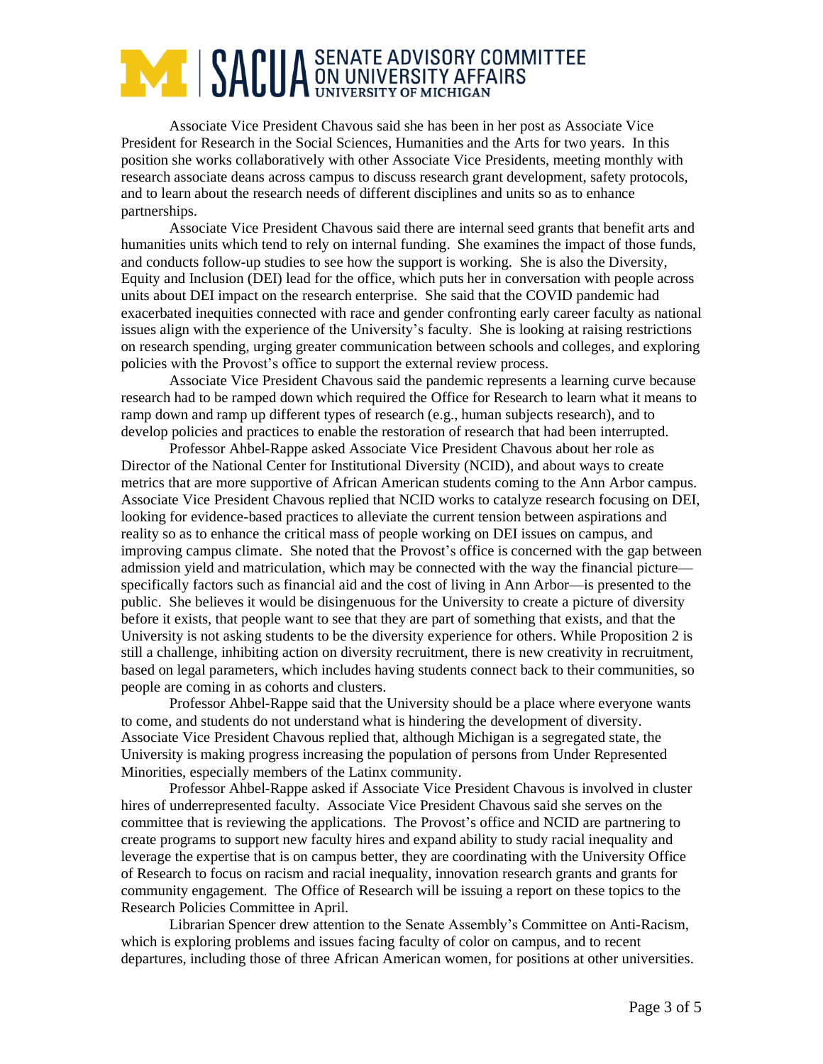Associate Vice President Chavous said she has been in her post as Associate Vice President for Research in the Social Sciences, Humanities and the Arts for two years. In this position she works collaboratively with other Associate Vice Presidents, meeting monthly with research associate deans across campus to discuss research grant development, safety protocols, and to learn about the research needs of different disciplines and units so as to enhance partnerships.

Associate Vice President Chavous said there are internal seed grants that benefit arts and humanities units which tend to rely on internal funding. She examines the impact of those funds, and conducts follow-up studies to see how the support is working. She is also the Diversity, Equity and Inclusion (DEI) lead for the office, which puts her in conversation with people across units about DEI impact on the research enterprise. She said that the COVID pandemic had exacerbated inequities connected with race and gender confronting early career faculty as national issues align with the experience of the University's faculty. She is looking at raising restrictions on research spending, urging greater communication between schools and colleges, and exploring policies with the Provost's office to support the external review process.

Associate Vice President Chavous said the pandemic represents a learning curve because research had to be ramped down which required the Office for Research to learn what it means to ramp down and ramp up different types of research (e.g., human subjects research), and to develop policies and practices to enable the restoration of research that had been interrupted.

Professor Ahbel-Rappe asked Associate Vice President Chavous about her role as Director of the National Center for Institutional Diversity (NCID), and about ways to create metrics that are more supportive of African American students coming to the Ann Arbor campus. Associate Vice President Chavous replied that NCID works to catalyze research focusing on DEI, looking for evidence-based practices to alleviate the current tension between aspirations and reality so as to enhance the critical mass of people working on DEI issues on campus, and improving campus climate. She noted that the Provost's office is concerned with the gap between admission yield and matriculation, which may be connected with the way the financial picture—specifically factors such as financial aid and the cost of living in Ann Arbor—is presented to the public. She believes it would be disingenuous for the University to create a picture of diversity before it exists, that people want to see that they are part of something that exists, and that the University is not asking students to be the diversity experience for others. While Proposition 2 is still a challenge, inhibiting action on diversity recruitment, there is new creativity in recruitment, based on legal parameters, which includes having students connect back to their communities, so people are coming in as cohorts and clusters.

Professor Ahbel-Rappe said that the University should be a place where everyone wants to come, and students do not understand what is hindering the development of diversity. Associate Vice President Chavous replied that, although Michigan is a segregated state, the University is making progress increasing the population of persons from Under Represented Minorities, especially members of the Latinx community.

Professor Ahbel-Rappe asked if Associate Vice President Chavous is involved in cluster hires of underrepresented faculty. Associate Vice President Chavous said she serves on the committee that is reviewing the applications. The Provost's office and NCID are partnering to create programs to support new faculty hires and expand ability to study racial inequality and leverage the expertise that is on campus better, they are coordinating with the University Office of Research to focus on racism and racial inequality, innovation research grants and grants for community engagement. The Office of Research will be issuing a report on these topics to the Research Policies Committee in April.

Librarian Spencer drew attention to the Senate Assembly's Committee on Anti-Racism, which is exploring problems and issues facing faculty of color on campus, and to recent departures, including those of three African American women, for positions at other universities.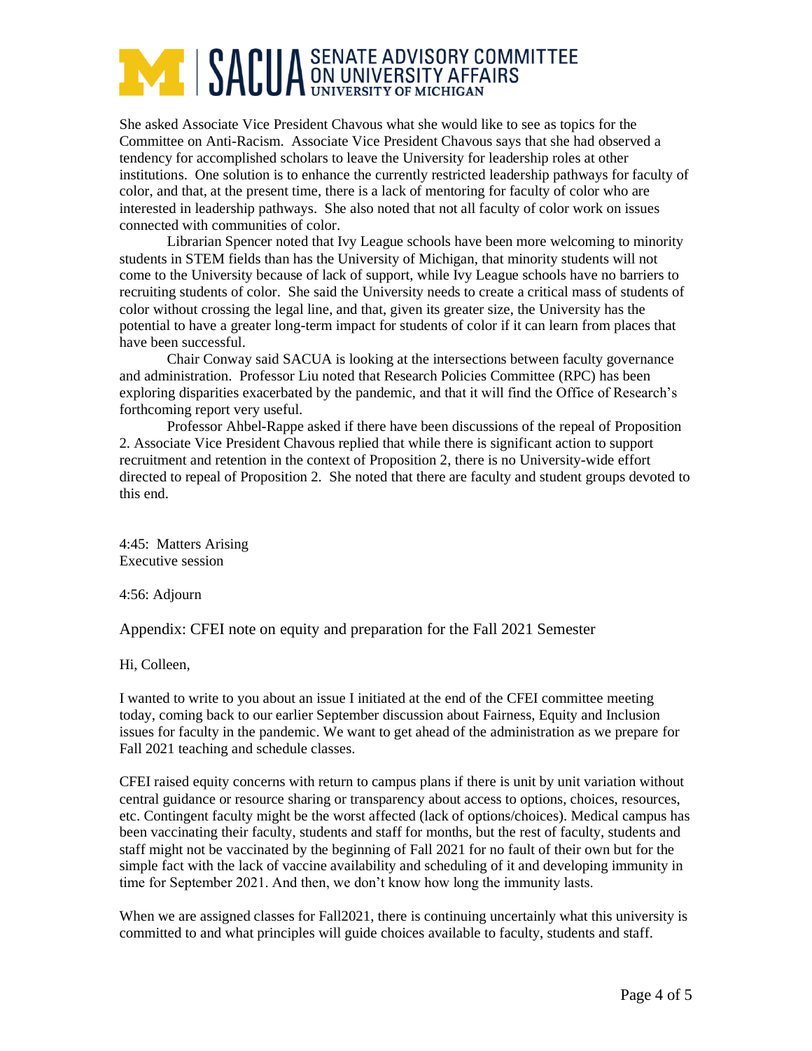She asked Associate Vice President Chavous what she would like to see as topics for the Committee on Anti-Racism. Associate Vice President Chavous says that she had observed a tendency for accomplished scholars to leave the University for leadership roles at other institutions. One solution is to enhance the currently restricted leadership pathways for faculty of color, and that, at the present time, there is a lack of mentoring for faculty of color who are interested in leadership pathways. She also noted that not all faculty of color work on issues connected with communities of color.

Librarian Spencer noted that Ivy League schools have been more welcoming to minority students in STEM fields than has the University of Michigan, that minority students will not come to the University because of lack of support, while Ivy League schools have no barriers to recruiting students of color. She said the University needs to create a critical mass of students of color without crossing the legal line, and that, given its greater size, the University has the potential to have a greater long-term impact for students of color if it can learn from places that have been successful.

Chair Conway said SACUA is looking at the intersections between faculty governance and administration. Professor Liu noted that Research Policies Committee (RPC) has been exploring disparities exacerbated by the pandemic, and that it will find the Office of Research's forthcoming report very useful.

Professor Ahbel-Rappe asked if there have been discussions of the repeal of Proposition 2. Associate Vice President Chavous replied that while there is significant action to support recruitment and retention in the context of Proposition 2, there is no University-wide effort directed to repeal of Proposition 2. She noted that there are faculty and student groups devoted to this end.

4:45: Matters Arising
Executive session

4:56: Adjourn

## Appendix: CFEI note on equity and preparation for the Fall 2021 Semester

Hi, Colleen,

I wanted to write to you about an issue I initiated at the end of the CFEI committee meeting today, coming back to our earlier September discussion about Fairness, Equity and Inclusion issues for faculty in the pandemic. We want to get ahead of the administration as we prepare for Fall 2021 teaching and schedule classes.

CFEI raised equity concerns with return to campus plans if there is unit by unit variation without central guidance or resource sharing or transparency about access to options, choices, resources, etc. Contingent faculty might be the worst affected (lack of options/choices). Medical campus has been vaccinating their faculty, students and staff for months, but the rest of faculty, students and staff might not be vaccinated by the beginning of Fall 2021 for no fault of their own but for the simple fact with the lack of vaccine availability and scheduling of it and developing immunity in time for September 2021. And then, we don't know how long the immunity lasts.

When we are assigned classes for Fall2021, there is continuing uncertainly what this university is committed to and what principles will guide choices available to faculty, students and staff.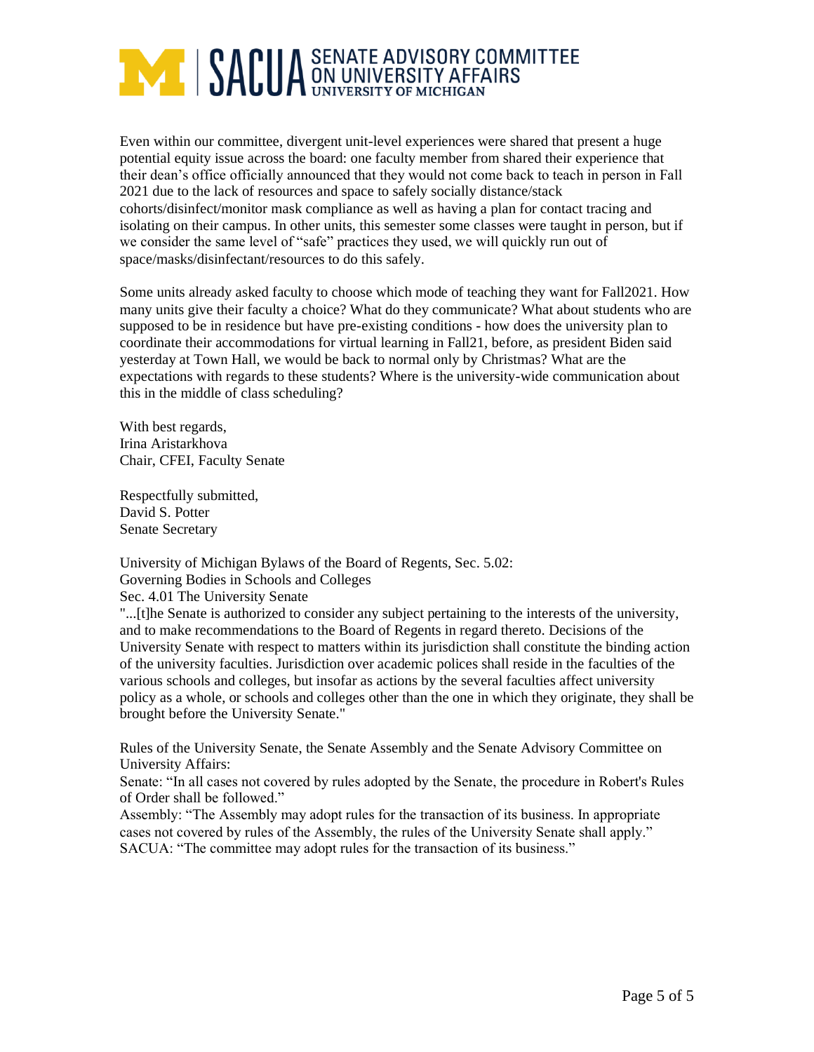Even within our committee, divergent unit-level experiences were shared that present a huge potential equity issue across the board: one faculty member from shared their experience that their dean's office officially announced that they would not come back to teach in person in Fall 2021 due to the lack of resources and space to safely socially distance/stack cohorts/disinfect/monitor mask compliance as well as having a plan for contact tracing and isolating on their campus. In other units, this semester some classes were taught in person, but if we consider the same level of "safe" practices they used, we will quickly run out of space/masks/disinfectant/resources to do this safely.

Some units already asked faculty to choose which mode of teaching they want for Fall2021. How many units give their faculty a choice? What do they communicate? What about students who are supposed to be in residence but have pre-existing conditions - how does the university plan to coordinate their accommodations for virtual learning in Fall21, before, as president Biden said yesterday at Town Hall, we would be back to normal only by Christmas? What are the expectations with regards to these students? Where is the university-wide communication about this in the middle of class scheduling?

With best regards,  
Irina Aristarkhova  
Chair, CFEI, Faculty Senate

Respectfully submitted,  
David S. Potter  
Senate Secretary

University of Michigan Bylaws of the Board of Regents, Sec. 5.02:  
Governing Bodies in Schools and Colleges  
Sec. 4.01 The University Senate  
"...[t]he Senate is authorized to consider any subject pertaining to the interests of the university, and to make recommendations to the Board of Regents in regard thereto. Decisions of the University Senate with respect to matters within its jurisdiction shall constitute the binding action of the university faculties. Jurisdiction over academic polices shall reside in the faculties of the various schools and colleges, but insofar as actions by the several faculties affect university policy as a whole, or schools and colleges other than the one in which they originate, they shall be brought before the University Senate."

Rules of the University Senate, the Senate Assembly and the Senate Advisory Committee on University Affairs:  
Senate: "In all cases not covered by rules adopted by the Senate, the procedure in Robert's Rules of Order shall be followed."  
Assembly: "The Assembly may adopt rules for the transaction of its business. In appropriate cases not covered by rules of the Assembly, the rules of the University Senate shall apply."  
SACUA: "The committee may adopt rules for the transaction of its business."